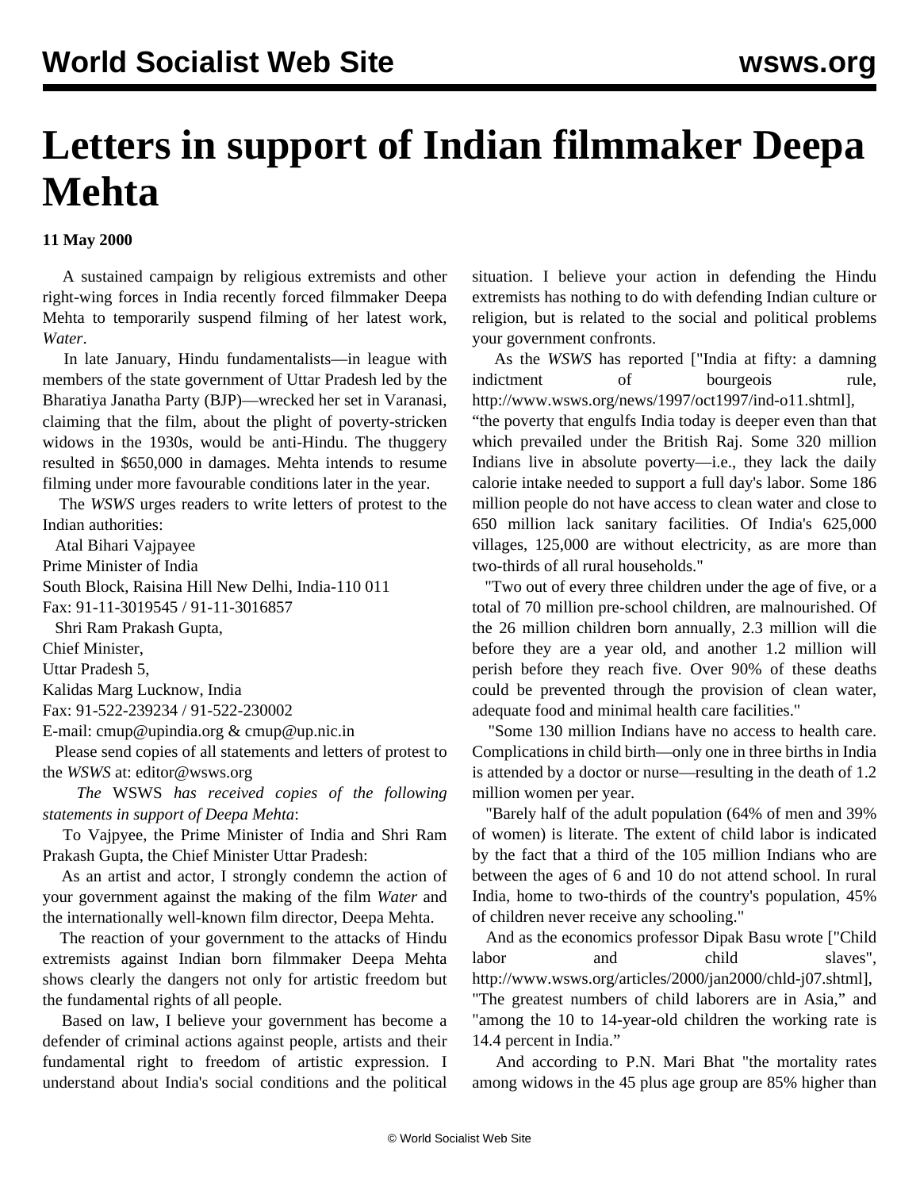# Letters in support of Indian filmmaker Deepa Mehta

**11 May 2000**

A sustained campaign by religious extremists and other right-wing forces in India recently forced filmmaker Deepa Mehta to temporarily suspend filming of her latest work, *Water*.

In late January, Hindu fundamentalists—in league with members of the state government of Uttar Pradesh led by the Bharatiya Janatha Party (BJP)—wrecked her set in Varanasi, claiming that the film, about the plight of poverty-stricken widows in the 1930s, would be anti-Hindu. The thuggery resulted in $650,000 in damages. Mehta intends to resume filming under more favourable conditions later in the year.

The *WSWS* urges readers to write letters of protest to the Indian authorities:

Atal Bihari Vajpayee
Prime Minister of India
South Block, Raisina Hill New Delhi, India-110 011
Fax: 91-11-3019545 / 91-11-3016857

Shri Ram Prakash Gupta,
Chief Minister,
Uttar Pradesh 5,
Kalidas Marg Lucknow, India
Fax: 91-522-239234 / 91-522-230002
E-mail: cmup@upindia.org & cmup@up.nic.in

Please send copies of all statements and letters of protest to the *WSWS* at: editor@wsws.org

*The* WSWS *has received copies of the following statements in support of Deepa Mehta*:

To Vajpyee, the Prime Minister of India and Shri Ram Prakash Gupta, the Chief Minister Uttar Pradesh:

As an artist and actor, I strongly condemn the action of your government against the making of the film *Water* and the internationally well-known film director, Deepa Mehta.

The reaction of your government to the attacks of Hindu extremists against Indian born filmmaker Deepa Mehta shows clearly the dangers not only for artistic freedom but the fundamental rights of all people.

Based on law, I believe your government has become a defender of criminal actions against people, artists and their fundamental right to freedom of artistic expression. I understand about India's social conditions and the political situation. I believe your action in defending the Hindu extremists has nothing to do with defending Indian culture or religion, but is related to the social and political problems your government confronts.

As the *WSWS* has reported ["India at fifty: a damning indictment of bourgeois rule, http://www.wsws.org/news/1997/oct1997/ind-o11.shtml], "the poverty that engulfs India today is deeper even than that which prevailed under the British Raj. Some 320 million Indians live in absolute poverty—i.e., they lack the daily calorie intake needed to support a full day's labor. Some 186 million people do not have access to clean water and close to 650 million lack sanitary facilities. Of India's 625,000 villages, 125,000 are without electricity, as are more than two-thirds of all rural households."

"Two out of every three children under the age of five, or a total of 70 million pre-school children, are malnourished. Of the 26 million children born annually, 2.3 million will die before they are a year old, and another 1.2 million will perish before they reach five. Over 90% of these deaths could be prevented through the provision of clean water, adequate food and minimal health care facilities."

"Some 130 million Indians have no access to health care. Complications in child birth—only one in three births in India is attended by a doctor or nurse—resulting in the death of 1.2 million women per year.

"Barely half of the adult population (64% of men and 39% of women) is literate. The extent of child labor is indicated by the fact that a third of the 105 million Indians who are between the ages of 6 and 10 do not attend school. In rural India, home to two-thirds of the country's population, 45% of children never receive any schooling."

And as the economics professor Dipak Basu wrote ["Child labor and child slaves", http://www.wsws.org/articles/2000/jan2000/chld-j07.shtml], "The greatest numbers of child laborers are in Asia," and "among the 10 to 14-year-old children the working rate is 14.4 percent in India."

And according to P.N. Mari Bhat "the mortality rates among widows in the 45 plus age group are 85% higher than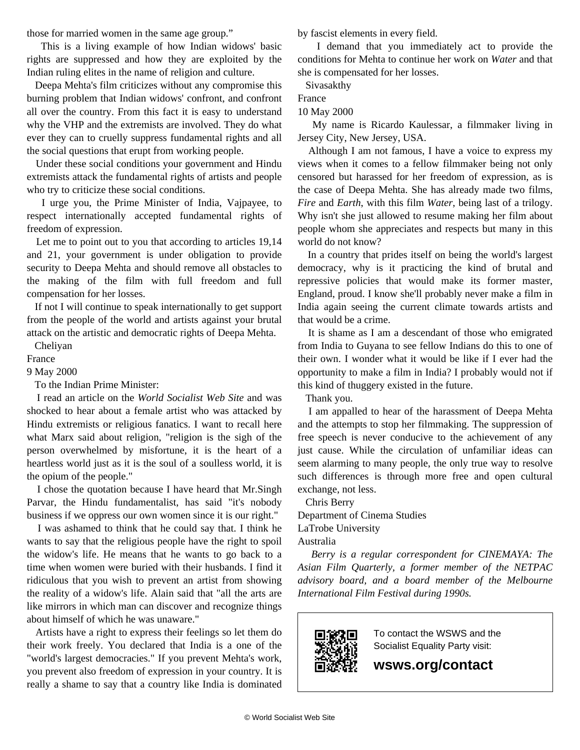those for married women in the same age group."

This is a living example of how Indian widows' basic rights are suppressed and how they are exploited by the Indian ruling elites in the name of religion and culture.

Deepa Mehta's film criticizes without any compromise this burning problem that Indian widows' confront, and confront all over the country. From this fact it is easy to understand why the VHP and the extremists are involved. They do what ever they can to cruelly suppress fundamental rights and all the social questions that erupt from working people.

Under these social conditions your government and Hindu extremists attack the fundamental rights of artists and people who try to criticize these social conditions.

I urge you, the Prime Minister of India, Vajpayee, to respect internationally accepted fundamental rights of freedom of expression.

Let me to point out to you that according to articles 19,14 and 21, your government is under obligation to provide security to Deepa Mehta and should remove all obstacles to the making of the film with full freedom and full compensation for her losses.

If not I will continue to speak internationally to get support from the people of the world and artists against your brutal attack on the artistic and democratic rights of Deepa Mehta.

Cheliyan

France

9 May 2000

To the Indian Prime Minister:

I read an article on the *World Socialist Web Site* and was shocked to hear about a female artist who was attacked by Hindu extremists or religious fanatics. I want to recall here what Marx said about religion, "religion is the sigh of the person overwhelmed by misfortune, it is the heart of a heartless world just as it is the soul of a soulless world, it is the opium of the people."

I chose the quotation because I have heard that Mr.Singh Parvar, the Hindu fundamentalist, has said "it's nobody business if we oppress our own women since it is our right."

I was ashamed to think that he could say that. I think he wants to say that the religious people have the right to spoil the widow's life. He means that he wants to go back to a time when women were buried with their husbands. I find it ridiculous that you wish to prevent an artist from showing the reality of a widow's life. Alain said that "all the arts are like mirrors in which man can discover and recognize things about himself of which he was unaware."

Artists have a right to express their feelings so let them do their work freely. You declared that India is a one of the "world's largest democracies." If you prevent Mehta's work, you prevent also freedom of expression in your country. It is really a shame to say that a country like India is dominated by fascist elements in every field.

I demand that you immediately act to provide the conditions for Mehta to continue her work on *Water* and that she is compensated for her losses.

Sivasakthy

France

10 May 2000

My name is Ricardo Kaulessar, a filmmaker living in Jersey City, New Jersey, USA.

Although I am not famous, I have a voice to express my views when it comes to a fellow filmmaker being not only censored but harassed for her freedom of expression, as is the case of Deepa Mehta. She has already made two films, *Fire* and *Earth*, with this film *Water*, being last of a trilogy. Why isn't she just allowed to resume making her film about people whom she appreciates and respects but many in this world do not know?

In a country that prides itself on being the world's largest democracy, why is it practicing the kind of brutal and repressive policies that would make its former master, England, proud. I know she'll probably never make a film in India again seeing the current climate towards artists and that would be a crime.

It is shame as I am a descendant of those who emigrated from India to Guyana to see fellow Indians do this to one of their own. I wonder what it would be like if I ever had the opportunity to make a film in India? I probably would not if this kind of thuggery existed in the future.

Thank you.

I am appalled to hear of the harassment of Deepa Mehta and the attempts to stop her filmmaking. The suppression of free speech is never conducive to the achievement of any just cause. While the circulation of unfamiliar ideas can seem alarming to many people, the only true way to resolve such differences is through more free and open cultural exchange, not less.

Chris Berry

Department of Cinema Studies

LaTrobe University

Australia

*Berry is a regular correspondent for CINEMAYA: The Asian Film Quarterly, a former member of the NETPAC advisory board, and a board member of the Melbourne International Film Festival during 1990s.*

To contact the WSWS and the Socialist Equality Party visit:

**wsws.org/contact**